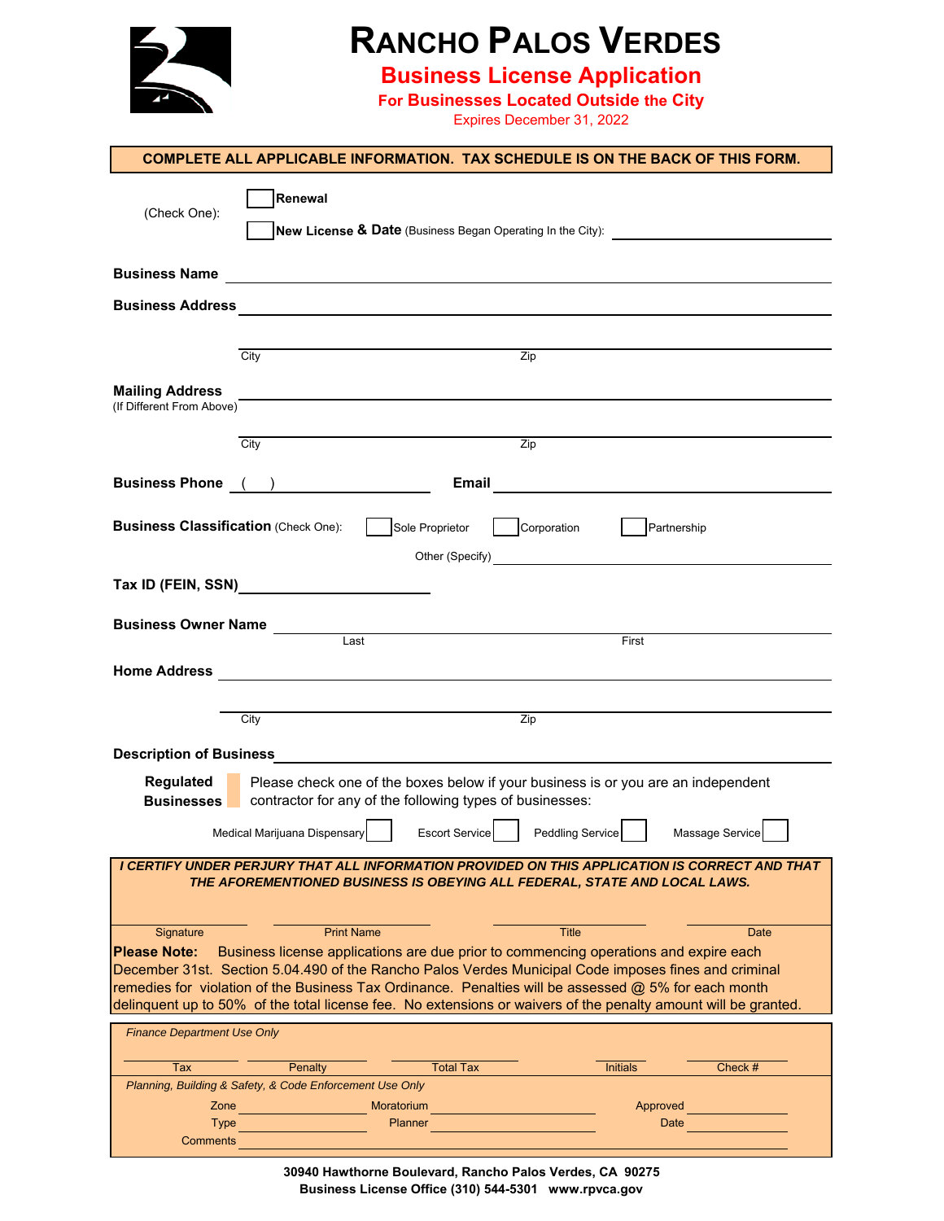# RANCHO PALOS VERDES

## Business License Application

### For Businesses Located Outside the City

Expires December 31, 2022

**COMPLETE ALL APPLICABLE INFORMATION. TAX SCHEDULE IS ON THE BACK OF THIS FORM.**

(Check One): ☐ **Renewal**

☐ **New License & Date** (Business Began Operating In the City): ____________________

**Business Name** ____________________________________________

**Business Address** ____________________________________________

City ____________________ Zip ____________________

**Mailing Address** ____________________________________________
(If Different From Above)

City ____________________ Zip ____________________

**Business Phone** ( ) ____________________ **Email** ____________________

**Business Classification** (Check One): ☐ Sole Proprietor ☐ Corporation ☐ Partnership

Other (Specify) ____________________

**Tax ID (FEIN, SSN)** ____________________

**Business Owner Name** ____________________ ____________________
Last First

**Home Address** ____________________________________________

City ____________________ Zip ____________________

**Description of Business** ____________________________________________

**Regulated Businesses** Please check one of the boxes below if your business is or you are an independent contractor for any of the following types of businesses:

Medical Marijuana Dispensary ☐ Escort Service ☐ Peddling Service ☐ Massage Service ☐

***I CERTIFY UNDER PERJURY THAT ALL INFORMATION PROVIDED ON THIS APPLICATION IS CORRECT AND THAT THE AFOREMENTIONED BUSINESS IS OBEYING ALL FEDERAL, STATE AND LOCAL LAWS.***

| Signature | Print Name | Title | Date |
|---|---|---|---|
| | | | |

**Please Note:** Business license applications are due prior to commencing operations and expire each December 31st. Section 5.04.490 of the Rancho Palos Verdes Municipal Code imposes fines and criminal remedies for violation of the Business Tax Ordinance. Penalties will be assessed @ 5% for each month delinquent up to 50% of the total license fee. No extensions or waivers of the penalty amount will be granted.

*Finance Department Use Only*

| Tax | Penalty | Total Tax | Initials | Check # |
|---|---|---|---|---|
| | | | | |

*Planning, Building & Safety, & Code Enforcement Use Only*

Zone ____________ Moratorium ____________ Approved ____________

Type ____________ Planner ____________ Date ____________

Comments ____________________________________________

**30940 Hawthorne Boulevard, Rancho Palos Verdes, CA 90275**
**Business License Office (310) 544-5301 www.rpvca.gov**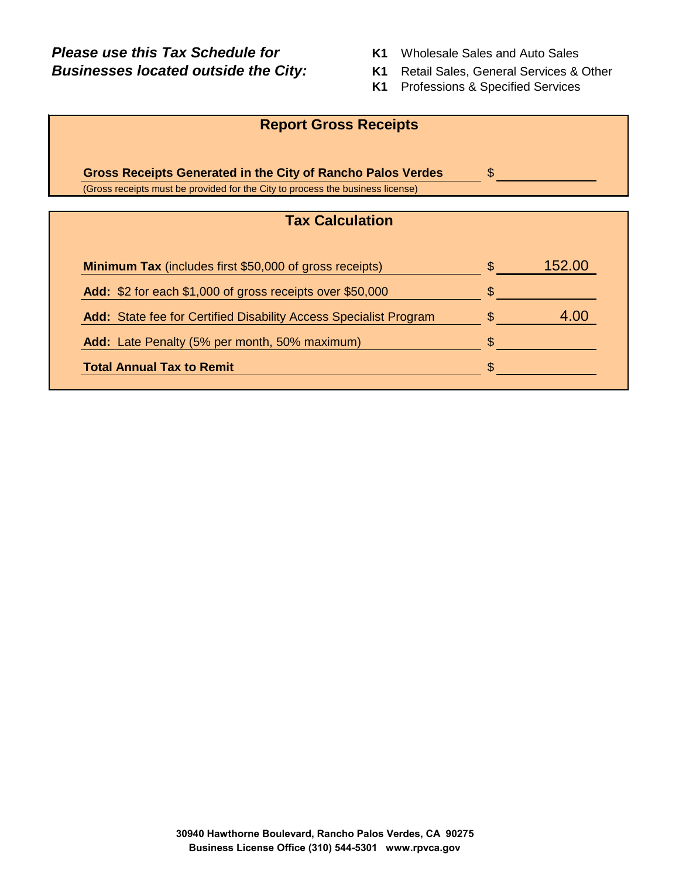***Please use this Tax Schedule for Businesses located outside the City:***

- **K1** Wholesale Sales and Auto Sales
- **K1** Retail Sales, General Services & Other
- **K1** Professions & Specified Services

## Report Gross Receipts

| | | |
|---|---|---|
| **Gross Receipts Generated in the City of Rancho Palos Verdes** | $ | |

(Gross receipts must be provided for the City to process the business license)

## Tax Calculation

| | | |
|---|---|---|
| **Minimum Tax** (includes first $50,000 of gross receipts) | $ | 152.00 |
| **Add:** $2 for each $1,000 of gross receipts over $50,000 | $ | |
| **Add:** State fee for Certified Disability Access Specialist Program | $ | 4.00 |
| **Add:** Late Penalty (5% per month, 50% maximum) | $ | |
| **Total Annual Tax to Remit** | $ | |

**30940 Hawthorne Boulevard, Rancho Palos Verdes, CA 90275**
**Business License Office (310) 544-5301 www.rpvca.gov**